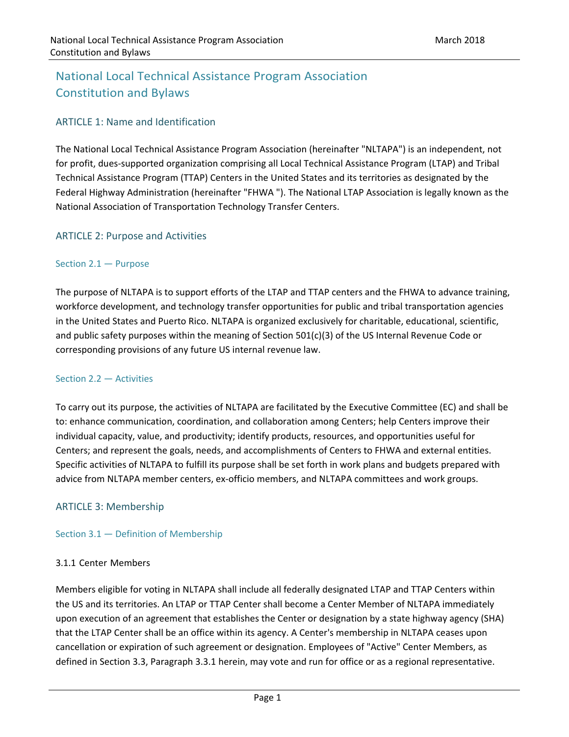# National Local Technical Assistance Program Association Constitution and Bylaws

## ARTICLE 1: Name and Identification

The National Local Technical Assistance Program Association (hereinafter "NLTAPA") is an independent, not for profit, dues-supported organization comprising all Local Technical Assistance Program (LTAP) and Tribal Technical Assistance Program (TTAP) Centers in the United States and its territories as designated by the Federal Highway Administration (hereinafter "FHWA "). The National LTAP Association is legally known as the National Association of Transportation Technology Transfer Centers.

## ARTICLE 2: Purpose and Activities

### Section 2.1 — Purpose

The purpose of NLTAPA is to support efforts of the LTAP and TTAP centers and the FHWA to advance training, workforce development, and technology transfer opportunities for public and tribal transportation agencies in the United States and Puerto Rico. NLTAPA is organized exclusively for charitable, educational, scientific, and public safety purposes within the meaning of Section 501(c)(3) of the US Internal Revenue Code or corresponding provisions of any future US internal revenue law.

### Section 2.2 — Activities

To carry out its purpose, the activities of NLTAPA are facilitated by the Executive Committee (EC) and shall be to: enhance communication, coordination, and collaboration among Centers; help Centers improve their individual capacity, value, and productivity; identify products, resources, and opportunities useful for Centers; and represent the goals, needs, and accomplishments of Centers to FHWA and external entities. Specific activities of NLTAPA to fulfill its purpose shall be set forth in work plans and budgets prepared with advice from NLTAPA member centers, ex-officio members, and NLTAPA committees and work groups.

## ARTICLE 3: Membership

### Section 3.1 — Definition of Membership

#### 3.1.1 Center Members

Members eligible for voting in NLTAPA shall include all federally designated LTAP and TTAP Centers within the US and its territories. An LTAP or TTAP Center shall become a Center Member of NLTAPA immediately upon execution of an agreement that establishes the Center or designation by a state highway agency (SHA) that the LTAP Center shall be an office within its agency. A Center's membership in NLTAPA ceases upon cancellation or expiration of such agreement or designation. Employees of "Active" Center Members, as defined in Section 3.3, Paragraph 3.3.1 herein, may vote and run for office or as a regional representative.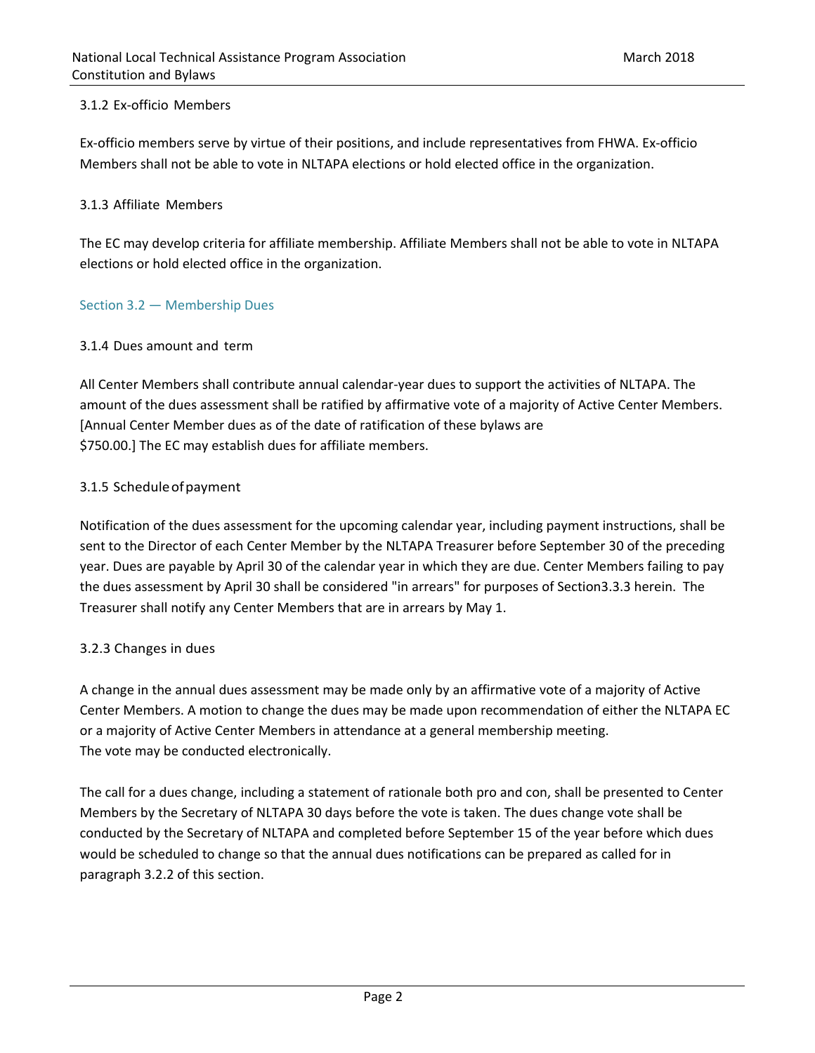#### 3.1.2 Ex-officio Members

Ex-officio members serve by virtue of their positions, and include representatives from FHWA. Ex-officio Members shall not be able to vote in NLTAPA elections or hold elected office in the organization.

#### 3.1.3 Affiliate Members

The EC may develop criteria for affiliate membership. Affiliate Members shall not be able to vote in NLTAPA elections or hold elected office in the organization.

### Section 3.2 — Membership Dues

#### 3.1.4 Dues amount and term

All Center Members shall contribute annual calendar-year dues to support the activities of NLTAPA. The amount of the dues assessment shall be ratified by affirmative vote of a majority of Active Center Members. [Annual Center Member dues as of the date of ratification of these bylaws are $750.00.] The EC may establish dues for affiliate members.

#### 3.1.5 Schedule of payment

Notification of the dues assessment for the upcoming calendar year, including payment instructions, shall be sent to the Director of each Center Member by the NLTAPA Treasurer before September 30 of the preceding year. Dues are payable by April 30 of the calendar year in which they are due. Center Members failing to pay the dues assessment by April 30 shall be considered "in arrears" for purposes of Section3.3.3 herein. The Treasurer shall notify any Center Members that are in arrears by May 1.

#### 3.2.3 Changes in dues

A change in the annual dues assessment may be made only by an affirmative vote of a majority of Active Center Members. A motion to change the dues may be made upon recommendation of either the NLTAPA EC or a majority of Active Center Members in attendance at a general membership meeting.
The vote may be conducted electronically.

The call for a dues change, including a statement of rationale both pro and con, shall be presented to Center Members by the Secretary of NLTAPA 30 days before the vote is taken. The dues change vote shall be conducted by the Secretary of NLTAPA and completed before September 15 of the year before which dues would be scheduled to change so that the annual dues notifications can be prepared as called for in paragraph 3.2.2 of this section.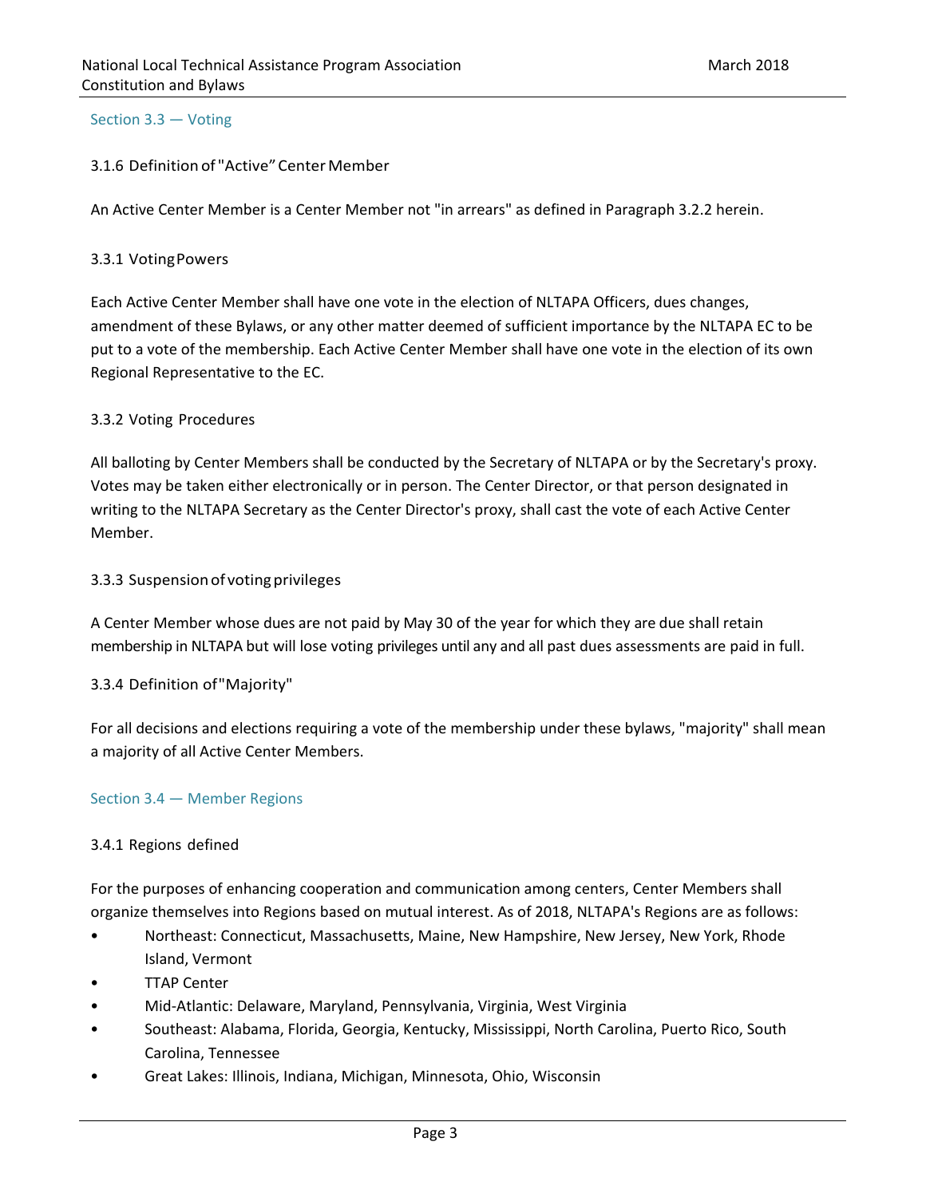## Section 3.3 — Voting

### 3.1.6 Definition of "Active" Center Member

An Active Center Member is a Center Member not "in arrears" as defined in Paragraph 3.2.2 herein.

### 3.3.1 Voting Powers

Each Active Center Member shall have one vote in the election of NLTAPA Officers, dues changes, amendment of these Bylaws, or any other matter deemed of sufficient importance by the NLTAPA EC to be put to a vote of the membership. Each Active Center Member shall have one vote in the election of its own Regional Representative to the EC.

### 3.3.2 Voting Procedures

All balloting by Center Members shall be conducted by the Secretary of NLTAPA or by the Secretary's proxy. Votes may be taken either electronically or in person. The Center Director, or that person designated in writing to the NLTAPA Secretary as the Center Director's proxy, shall cast the vote of each Active Center Member.

### 3.3.3 Suspension of voting privileges

A Center Member whose dues are not paid by May 30 of the year for which they are due shall retain membership in NLTAPA but will lose voting privileges until any and all past dues assessments are paid in full.

### 3.3.4 Definition of "Majority"

For all decisions and elections requiring a vote of the membership under these bylaws, "majority" shall mean a majority of all Active Center Members.

## Section 3.4 — Member Regions

### 3.4.1 Regions defined

For the purposes of enhancing cooperation and communication among centers, Center Members shall organize themselves into Regions based on mutual interest. As of 2018, NLTAPA's Regions are as follows:

- Northeast: Connecticut, Massachusetts, Maine, New Hampshire, New Jersey, New York, Rhode Island, Vermont
- TTAP Center
- Mid-Atlantic: Delaware, Maryland, Pennsylvania, Virginia, West Virginia
- Southeast: Alabama, Florida, Georgia, Kentucky, Mississippi, North Carolina, Puerto Rico, South Carolina, Tennessee
- Great Lakes: Illinois, Indiana, Michigan, Minnesota, Ohio, Wisconsin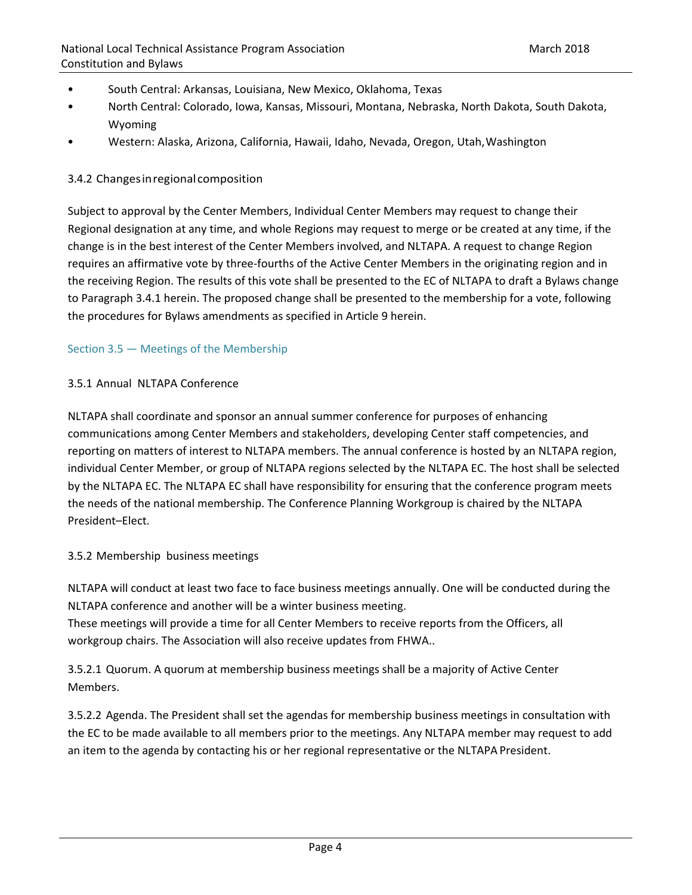- South Central: Arkansas, Louisiana, New Mexico, Oklahoma, Texas
- North Central: Colorado, Iowa, Kansas, Missouri, Montana, Nebraska, North Dakota, South Dakota, Wyoming
- Western: Alaska, Arizona, California, Hawaii, Idaho, Nevada, Oregon, Utah, Washington

3.4.2 Changes in regional composition

Subject to approval by the Center Members, Individual Center Members may request to change their Regional designation at any time, and whole Regions may request to merge or be created at any time, if the change is in the best interest of the Center Members involved, and NLTAPA. A request to change Region requires an affirmative vote by three-fourths of the Active Center Members in the originating region and in the receiving Region. The results of this vote shall be presented to the EC of NLTAPA to draft a Bylaws change to Paragraph 3.4.1 herein. The proposed change shall be presented to the membership for a vote, following the procedures for Bylaws amendments as specified in Article 9 herein.

### Section 3.5 — Meetings of the Membership

3.5.1 Annual NLTAPA Conference

NLTAPA shall coordinate and sponsor an annual summer conference for purposes of enhancing communications among Center Members and stakeholders, developing Center staff competencies, and reporting on matters of interest to NLTAPA members. The annual conference is hosted by an NLTAPA region, individual Center Member, or group of NLTAPA regions selected by the NLTAPA EC. The host shall be selected by the NLTAPA EC. The NLTAPA EC shall have responsibility for ensuring that the conference program meets the needs of the national membership. The Conference Planning Workgroup is chaired by the NLTAPA President–Elect.

3.5.2 Membership business meetings

NLTAPA will conduct at least two face to face business meetings annually. One will be conducted during the NLTAPA conference and another will be a winter business meeting.
These meetings will provide a time for all Center Members to receive reports from the Officers, all workgroup chairs. The Association will also receive updates from FHWA..

3.5.2.1 Quorum. A quorum at membership business meetings shall be a majority of Active Center Members.

3.5.2.2 Agenda. The President shall set the agendas for membership business meetings in consultation with the EC to be made available to all members prior to the meetings. Any NLTAPA member may request to add an item to the agenda by contacting his or her regional representative or the NLTAPA President.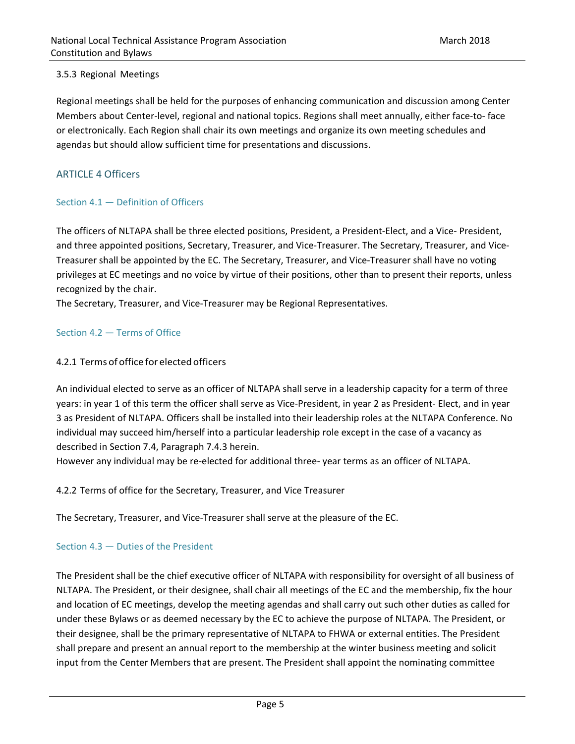3.5.3 Regional Meetings

Regional meetings shall be held for the purposes of enhancing communication and discussion among Center Members about Center-level, regional and national topics. Regions shall meet annually, either face-to- face or electronically. Each Region shall chair its own meetings and organize its own meeting schedules and agendas but should allow sufficient time for presentations and discussions.

## ARTICLE 4 Officers

### Section 4.1 — Definition of Officers

The officers of NLTAPA shall be three elected positions, President, a President-Elect, and a Vice- President, and three appointed positions, Secretary, Treasurer, and Vice-Treasurer. The Secretary, Treasurer, and Vice-Treasurer shall be appointed by the EC. The Secretary, Treasurer, and Vice-Treasurer shall have no voting privileges at EC meetings and no voice by virtue of their positions, other than to present their reports, unless recognized by the chair.
The Secretary, Treasurer, and Vice-Treasurer may be Regional Representatives.

### Section 4.2 — Terms of Office

4.2.1 Terms of office for elected officers

An individual elected to serve as an officer of NLTAPA shall serve in a leadership capacity for a term of three years: in year 1 of this term the officer shall serve as Vice-President, in year 2 as President- Elect, and in year 3 as President of NLTAPA. Officers shall be installed into their leadership roles at the NLTAPA Conference. No individual may succeed him/herself into a particular leadership role except in the case of a vacancy as described in Section 7.4, Paragraph 7.4.3 herein.
However any individual may be re-elected for additional three- year terms as an officer of NLTAPA.

4.2.2 Terms of office for the Secretary, Treasurer, and Vice Treasurer

The Secretary, Treasurer, and Vice-Treasurer shall serve at the pleasure of the EC.

### Section 4.3 — Duties of the President

The President shall be the chief executive officer of NLTAPA with responsibility for oversight of all business of NLTAPA. The President, or their designee, shall chair all meetings of the EC and the membership, fix the hour and location of EC meetings, develop the meeting agendas and shall carry out such other duties as called for under these Bylaws or as deemed necessary by the EC to achieve the purpose of NLTAPA. The President, or their designee, shall be the primary representative of NLTAPA to FHWA or external entities. The President shall prepare and present an annual report to the membership at the winter business meeting and solicit input from the Center Members that are present. The President shall appoint the nominating committee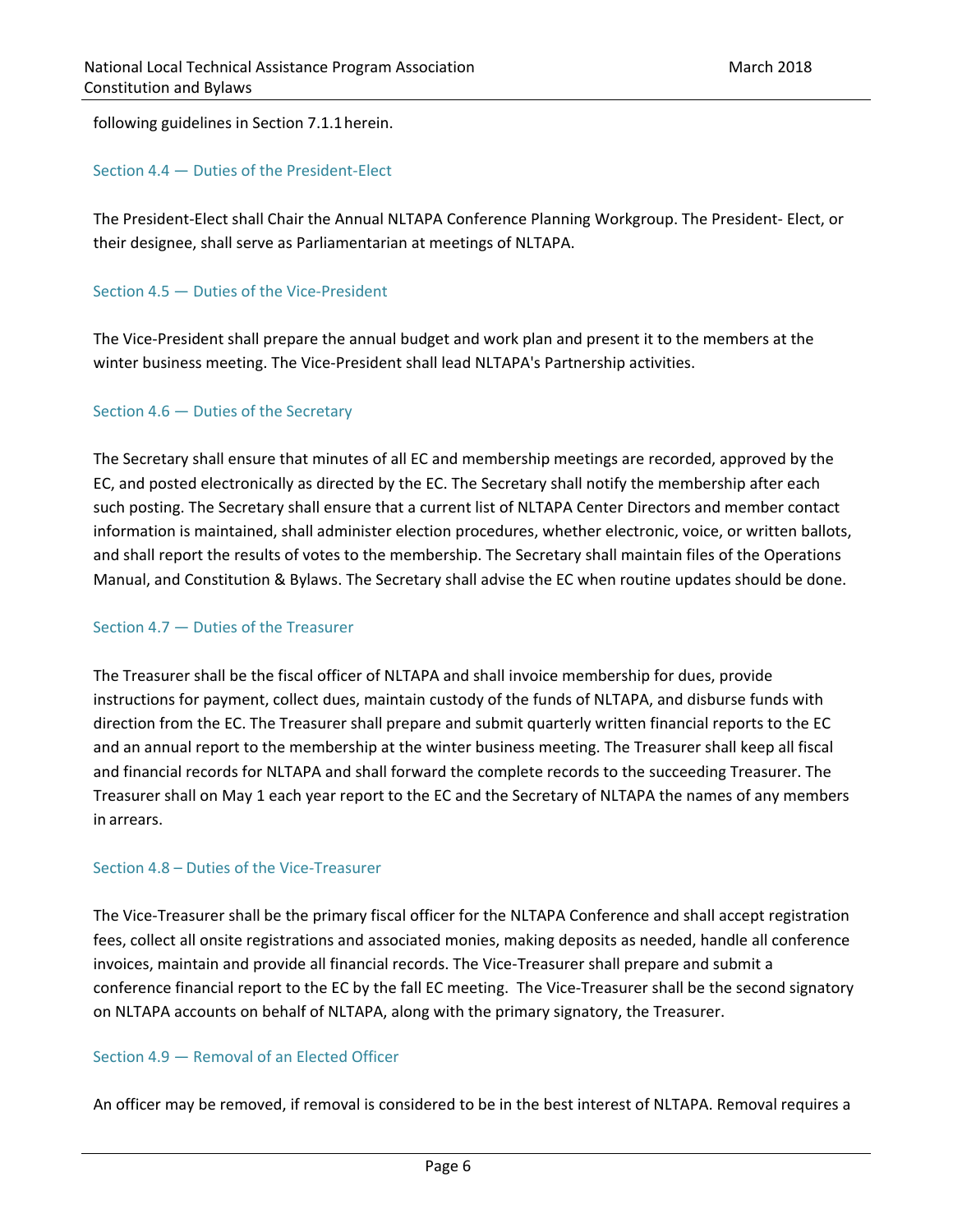following guidelines in Section 7.1.1 herein.

### Section 4.4 — Duties of the President-Elect

The President-Elect shall Chair the Annual NLTAPA Conference Planning Workgroup. The President- Elect, or their designee, shall serve as Parliamentarian at meetings of NLTAPA.

### Section 4.5 — Duties of the Vice-President

The Vice-President shall prepare the annual budget and work plan and present it to the members at the winter business meeting. The Vice-President shall lead NLTAPA's Partnership activities.

### Section 4.6 — Duties of the Secretary

The Secretary shall ensure that minutes of all EC and membership meetings are recorded, approved by the EC, and posted electronically as directed by the EC. The Secretary shall notify the membership after each such posting. The Secretary shall ensure that a current list of NLTAPA Center Directors and member contact information is maintained, shall administer election procedures, whether electronic, voice, or written ballots, and shall report the results of votes to the membership. The Secretary shall maintain files of the Operations Manual, and Constitution & Bylaws. The Secretary shall advise the EC when routine updates should be done.

### Section 4.7 — Duties of the Treasurer

The Treasurer shall be the fiscal officer of NLTAPA and shall invoice membership for dues, provide instructions for payment, collect dues, maintain custody of the funds of NLTAPA, and disburse funds with direction from the EC. The Treasurer shall prepare and submit quarterly written financial reports to the EC and an annual report to the membership at the winter business meeting. The Treasurer shall keep all fiscal and financial records for NLTAPA and shall forward the complete records to the succeeding Treasurer. The Treasurer shall on May 1 each year report to the EC and the Secretary of NLTAPA the names of any members in arrears.

### Section 4.8 – Duties of the Vice-Treasurer

The Vice-Treasurer shall be the primary fiscal officer for the NLTAPA Conference and shall accept registration fees, collect all onsite registrations and associated monies, making deposits as needed, handle all conference invoices, maintain and provide all financial records. The Vice-Treasurer shall prepare and submit a conference financial report to the EC by the fall EC meeting. The Vice-Treasurer shall be the second signatory on NLTAPA accounts on behalf of NLTAPA, along with the primary signatory, the Treasurer.

### Section 4.9 — Removal of an Elected Officer

An officer may be removed, if removal is considered to be in the best interest of NLTAPA. Removal requires a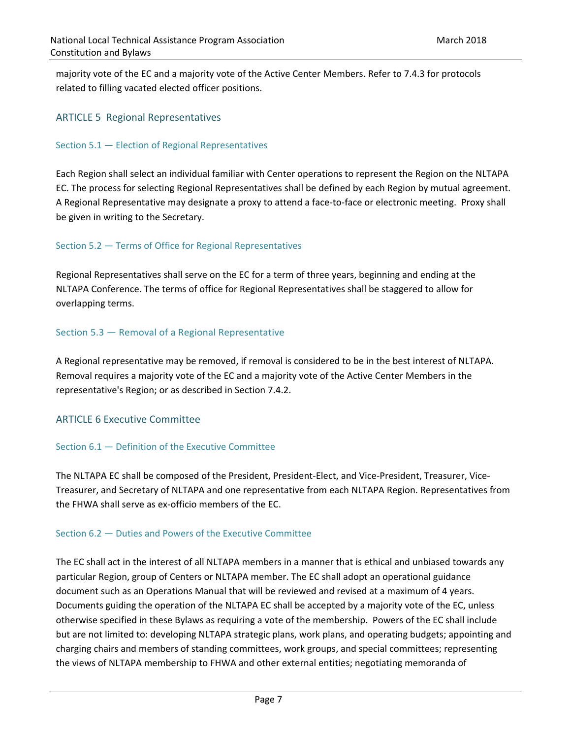majority vote of the EC and a majority vote of the Active Center Members. Refer to 7.4.3 for protocols related to filling vacated elected officer positions.

## ARTICLE 5 Regional Representatives

### Section 5.1 — Election of Regional Representatives

Each Region shall select an individual familiar with Center operations to represent the Region on the NLTAPA EC. The process for selecting Regional Representatives shall be defined by each Region by mutual agreement. A Regional Representative may designate a proxy to attend a face-to-face or electronic meeting. Proxy shall be given in writing to the Secretary.

### Section 5.2 — Terms of Office for Regional Representatives

Regional Representatives shall serve on the EC for a term of three years, beginning and ending at the NLTAPA Conference. The terms of office for Regional Representatives shall be staggered to allow for overlapping terms.

### Section 5.3 — Removal of a Regional Representative

A Regional representative may be removed, if removal is considered to be in the best interest of NLTAPA. Removal requires a majority vote of the EC and a majority vote of the Active Center Members in the representative's Region; or as described in Section 7.4.2.

## ARTICLE 6 Executive Committee

### Section 6.1 — Definition of the Executive Committee

The NLTAPA EC shall be composed of the President, President-Elect, and Vice-President, Treasurer, Vice-Treasurer, and Secretary of NLTAPA and one representative from each NLTAPA Region. Representatives from the FHWA shall serve as ex-officio members of the EC.

### Section 6.2 — Duties and Powers of the Executive Committee

The EC shall act in the interest of all NLTAPA members in a manner that is ethical and unbiased towards any particular Region, group of Centers or NLTAPA member. The EC shall adopt an operational guidance document such as an Operations Manual that will be reviewed and revised at a maximum of 4 years. Documents guiding the operation of the NLTAPA EC shall be accepted by a majority vote of the EC, unless otherwise specified in these Bylaws as requiring a vote of the membership. Powers of the EC shall include but are not limited to: developing NLTAPA strategic plans, work plans, and operating budgets; appointing and charging chairs and members of standing committees, work groups, and special committees; representing the views of NLTAPA membership to FHWA and other external entities; negotiating memoranda of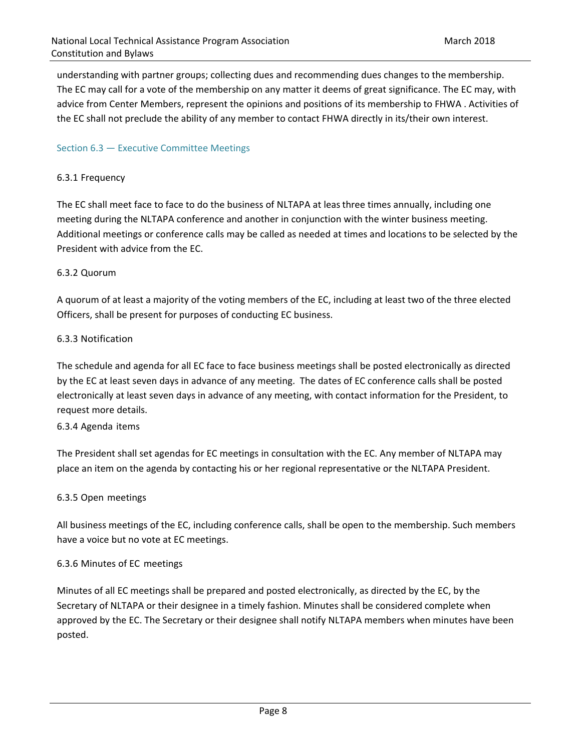understanding with partner groups; collecting dues and recommending dues changes to the membership. The EC may call for a vote of the membership on any matter it deems of great significance. The EC may, with advice from Center Members, represent the opinions and positions of its membership to FHWA . Activities of the EC shall not preclude the ability of any member to contact FHWA directly in its/their own interest.

### Section 6.3 — Executive Committee Meetings

#### 6.3.1 Frequency

The EC shall meet face to face to do the business of NLTAPA at leas three times annually, including one meeting during the NLTAPA conference and another in conjunction with the winter business meeting. Additional meetings or conference calls may be called as needed at times and locations to be selected by the President with advice from the EC.

#### 6.3.2 Quorum

A quorum of at least a majority of the voting members of the EC, including at least two of the three elected Officers, shall be present for purposes of conducting EC business.

#### 6.3.3 Notification

The schedule and agenda for all EC face to face business meetings shall be posted electronically as directed by the EC at least seven days in advance of any meeting. The dates of EC conference calls shall be posted electronically at least seven days in advance of any meeting, with contact information for the President, to request more details.

#### 6.3.4 Agenda items

The President shall set agendas for EC meetings in consultation with the EC. Any member of NLTAPA may place an item on the agenda by contacting his or her regional representative or the NLTAPA President.

#### 6.3.5 Open meetings

All business meetings of the EC, including conference calls, shall be open to the membership. Such members have a voice but no vote at EC meetings.

#### 6.3.6 Minutes of EC meetings

Minutes of all EC meetings shall be prepared and posted electronically, as directed by the EC, by the Secretary of NLTAPA or their designee in a timely fashion. Minutes shall be considered complete when approved by the EC. The Secretary or their designee shall notify NLTAPA members when minutes have been posted.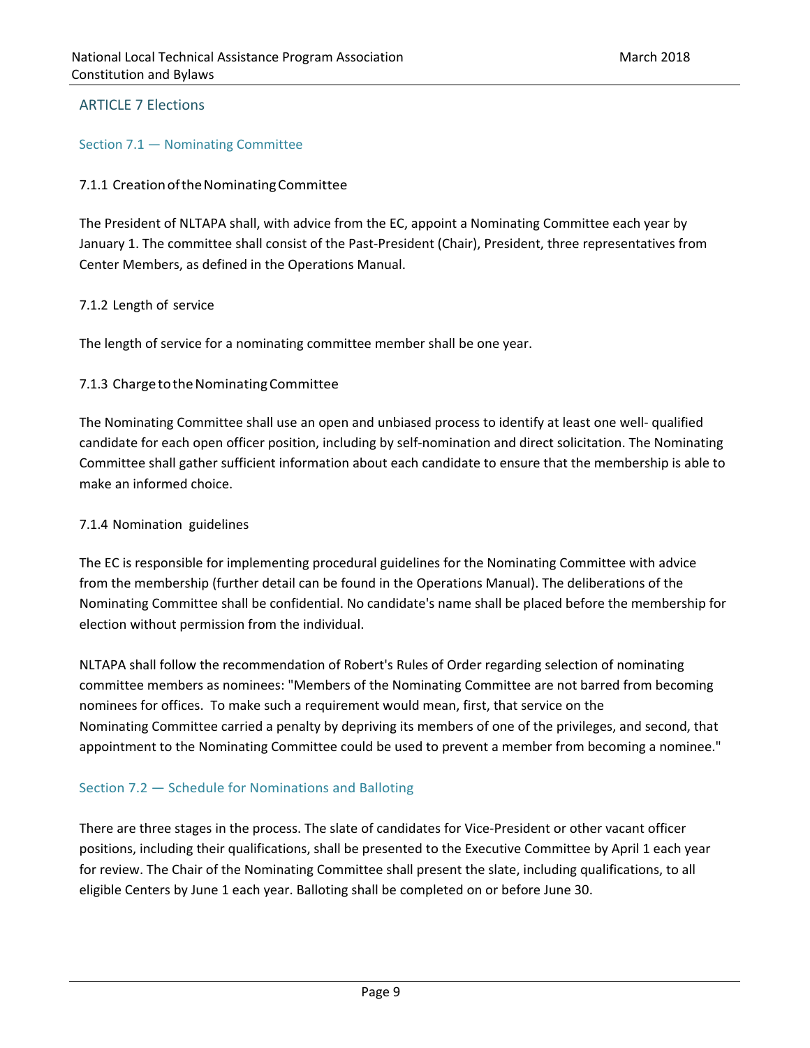## ARTICLE 7 Elections

### Section 7.1 — Nominating Committee

#### 7.1.1 Creation of the Nominating Committee

The President of NLTAPA shall, with advice from the EC, appoint a Nominating Committee each year by January 1. The committee shall consist of the Past-President (Chair), President, three representatives from Center Members, as defined in the Operations Manual.

#### 7.1.2 Length of service

The length of service for a nominating committee member shall be one year.

#### 7.1.3 Charge to the Nominating Committee

The Nominating Committee shall use an open and unbiased process to identify at least one well- qualified candidate for each open officer position, including by self-nomination and direct solicitation. The Nominating Committee shall gather sufficient information about each candidate to ensure that the membership is able to make an informed choice.

#### 7.1.4 Nomination guidelines

The EC is responsible for implementing procedural guidelines for the Nominating Committee with advice from the membership (further detail can be found in the Operations Manual). The deliberations of the Nominating Committee shall be confidential. No candidate's name shall be placed before the membership for election without permission from the individual.

NLTAPA shall follow the recommendation of Robert's Rules of Order regarding selection of nominating committee members as nominees: "Members of the Nominating Committee are not barred from becoming nominees for offices. To make such a requirement would mean, first, that service on the Nominating Committee carried a penalty by depriving its members of one of the privileges, and second, that appointment to the Nominating Committee could be used to prevent a member from becoming a nominee."

### Section 7.2 — Schedule for Nominations and Balloting

There are three stages in the process. The slate of candidates for Vice-President or other vacant officer positions, including their qualifications, shall be presented to the Executive Committee by April 1 each year for review. The Chair of the Nominating Committee shall present the slate, including qualifications, to all eligible Centers by June 1 each year. Balloting shall be completed on or before June 30.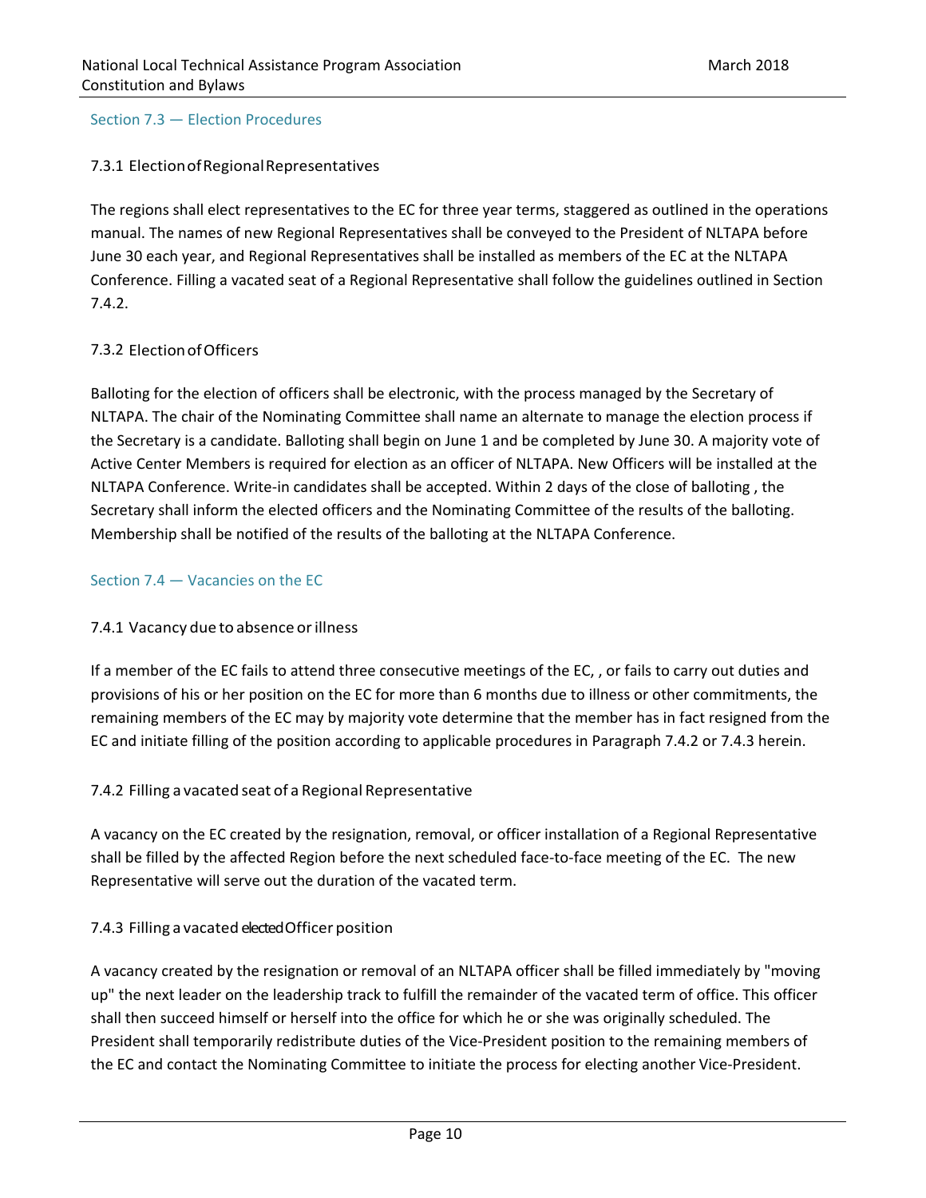## Section 7.3 — Election Procedures

### 7.3.1 Election of Regional Representatives

The regions shall elect representatives to the EC for three year terms, staggered as outlined in the operations manual. The names of new Regional Representatives shall be conveyed to the President of NLTAPA before June 30 each year, and Regional Representatives shall be installed as members of the EC at the NLTAPA Conference. Filling a vacated seat of a Regional Representative shall follow the guidelines outlined in Section 7.4.2.

### 7.3.2 Election of Officers

Balloting for the election of officers shall be electronic, with the process managed by the Secretary of NLTAPA. The chair of the Nominating Committee shall name an alternate to manage the election process if the Secretary is a candidate. Balloting shall begin on June 1 and be completed by June 30. A majority vote of Active Center Members is required for election as an officer of NLTAPA. New Officers will be installed at the NLTAPA Conference. Write-in candidates shall be accepted. Within 2 days of the close of balloting , the Secretary shall inform the elected officers and the Nominating Committee of the results of the balloting. Membership shall be notified of the results of the balloting at the NLTAPA Conference.

## Section 7.4 — Vacancies on the EC

### 7.4.1 Vacancy due to absence or illness

If a member of the EC fails to attend three consecutive meetings of the EC, , or fails to carry out duties and provisions of his or her position on the EC for more than 6 months due to illness or other commitments, the remaining members of the EC may by majority vote determine that the member has in fact resigned from the EC and initiate filling of the position according to applicable procedures in Paragraph 7.4.2 or 7.4.3 herein.

### 7.4.2 Filling a vacated seat of a Regional Representative

A vacancy on the EC created by the resignation, removal, or officer installation of a Regional Representative shall be filled by the affected Region before the next scheduled face-to-face meeting of the EC. The new Representative will serve out the duration of the vacated term.

### 7.4.3 Filling a vacated elected Officer position

A vacancy created by the resignation or removal of an NLTAPA officer shall be filled immediately by "moving up" the next leader on the leadership track to fulfill the remainder of the vacated term of office. This officer shall then succeed himself or herself into the office for which he or she was originally scheduled. The President shall temporarily redistribute duties of the Vice-President position to the remaining members of the EC and contact the Nominating Committee to initiate the process for electing another Vice-President.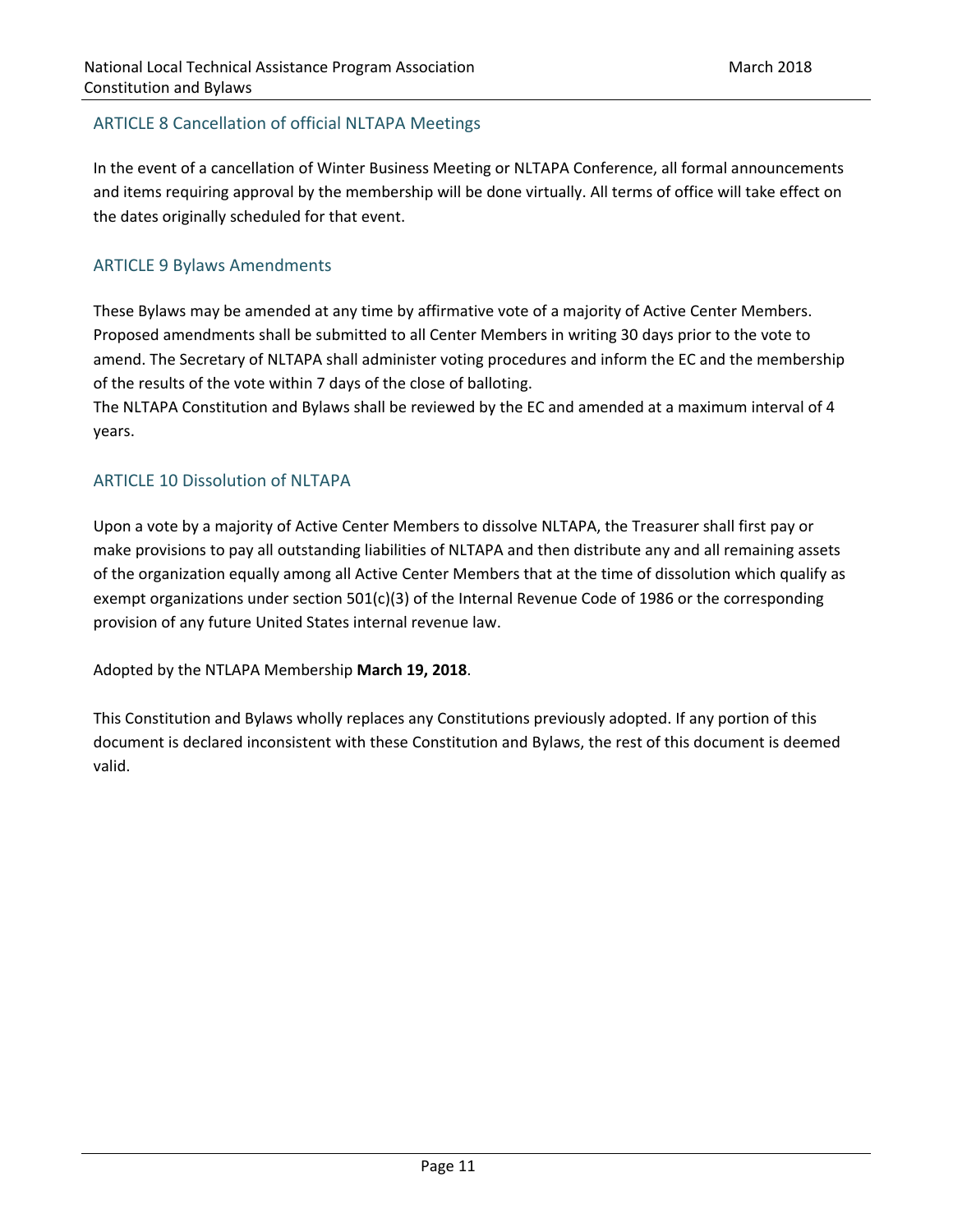## ARTICLE 8 Cancellation of official NLTAPA Meetings

In the event of a cancellation of Winter Business Meeting or NLTAPA Conference, all formal announcements and items requiring approval by the membership will be done virtually. All terms of office will take effect on the dates originally scheduled for that event.

## ARTICLE 9 Bylaws Amendments

These Bylaws may be amended at any time by affirmative vote of a majority of Active Center Members. Proposed amendments shall be submitted to all Center Members in writing 30 days prior to the vote to amend. The Secretary of NLTAPA shall administer voting procedures and inform the EC and the membership of the results of the vote within 7 days of the close of balloting.
The NLTAPA Constitution and Bylaws shall be reviewed by the EC and amended at a maximum interval of 4 years.

## ARTICLE 10 Dissolution of NLTAPA

Upon a vote by a majority of Active Center Members to dissolve NLTAPA, the Treasurer shall first pay or make provisions to pay all outstanding liabilities of NLTAPA and then distribute any and all remaining assets of the organization equally among all Active Center Members that at the time of dissolution which qualify as exempt organizations under section 501(c)(3) of the Internal Revenue Code of 1986 or the corresponding provision of any future United States internal revenue law.

Adopted by the NTLAPA Membership **March 19, 2018**.

This Constitution and Bylaws wholly replaces any Constitutions previously adopted. If any portion of this document is declared inconsistent with these Constitution and Bylaws, the rest of this document is deemed valid.